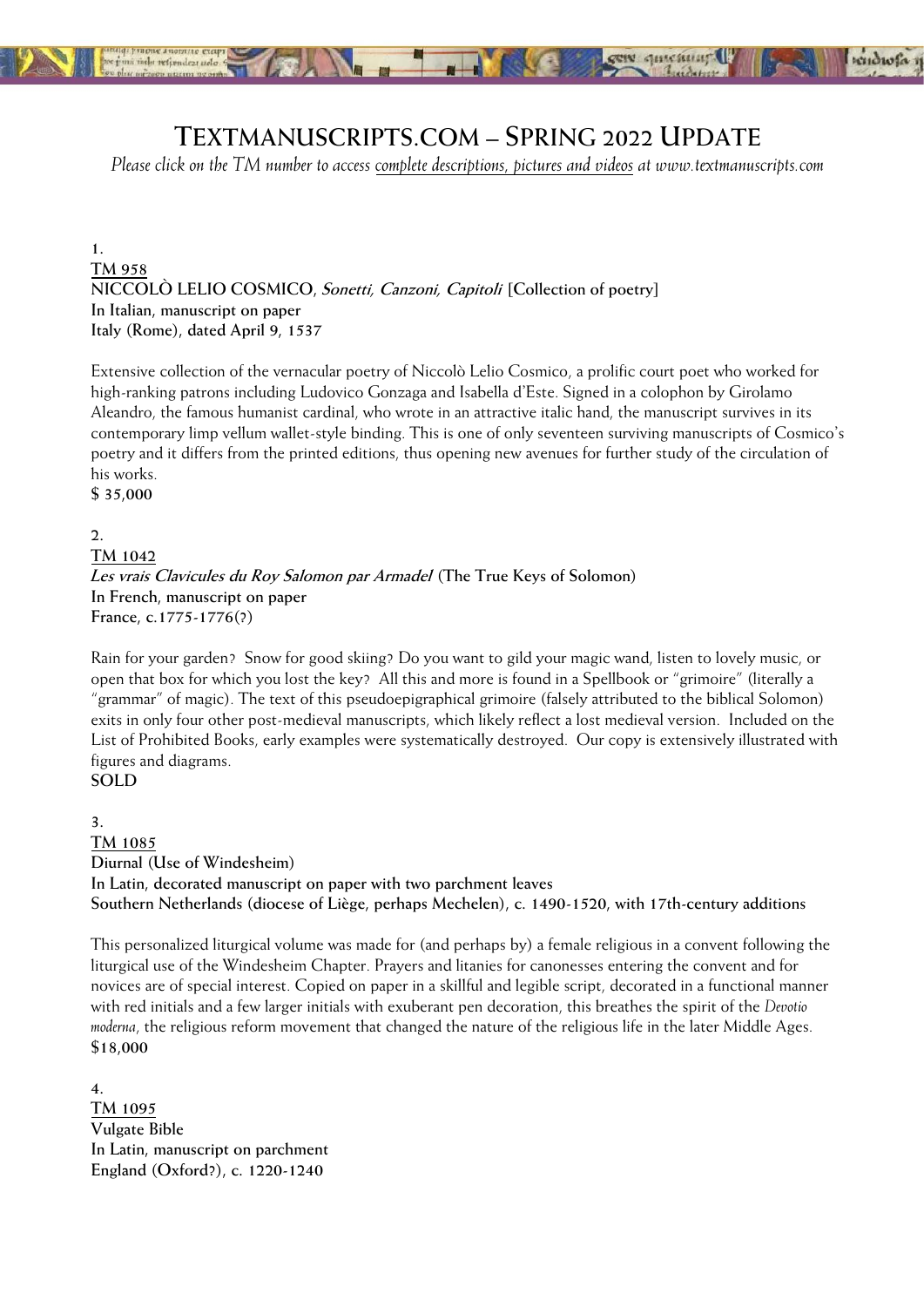# TEXTMANUSCRIPTS.COM – SPRING 2022 UPDATE

*Please click on the TM number to access complete descriptions, pictures and videos at www.textmanuscripts.com*

**1.**
**TM 958**
**NICCOLÒ LELIO COSMICO, *Sonetti, Canzoni, Capitoli* [Collection of poetry]**
**In Italian, manuscript on paper**
**Italy (Rome), dated April 9, 1537**

Extensive collection of the vernacular poetry of Niccolò Lelio Cosmico, a prolific court poet who worked for high-ranking patrons including Ludovico Gonzaga and Isabella d'Este. Signed in a colophon by Girolamo Aleandro, the famous humanist cardinal, who wrote in an attractive italic hand, the manuscript survives in its contemporary limp vellum wallet-style binding. This is one of only seventeen surviving manuscripts of Cosmico's poetry and it differs from the printed editions, thus opening new avenues for further study of the circulation of his works.
**$ 35,000**

**2.**
**TM 1042**
***Les vrais Clavicules du Roy Salomon par Armadel* (The True Keys of Solomon)**
**In French, manuscript on paper**
**France, c.1775-1776(?)**

Rain for your garden? Snow for good skiing? Do you want to gild your magic wand, listen to lovely music, or open that box for which you lost the key? All this and more is found in a Spellbook or "grimoire" (literally a "grammar" of magic). The text of this pseudoepigraphical grimoire (falsely attributed to the biblical Solomon) exits in only four other post-medieval manuscripts, which likely reflect a lost medieval version. Included on the List of Prohibited Books, early examples were systematically destroyed. Our copy is extensively illustrated with figures and diagrams.
**SOLD**

**3.**
**TM 1085**
**Diurnal (Use of Windesheim)**
**In Latin, decorated manuscript on paper with two parchment leaves**
**Southern Netherlands (diocese of Liège, perhaps Mechelen), c. 1490-1520, with 17th-century additions**

This personalized liturgical volume was made for (and perhaps by) a female religious in a convent following the liturgical use of the Windesheim Chapter. Prayers and litanies for canonesses entering the convent and for novices are of special interest. Copied on paper in a skillful and legible script, decorated in a functional manner with red initials and a few larger initials with exuberant pen decoration, this breathes the spirit of the *Devotio moderna*, the religious reform movement that changed the nature of the religious life in the later Middle Ages.
**$18,000**

**4.**
**TM 1095**
**Vulgate Bible**
**In Latin, manuscript on parchment**
**England (Oxford?), c. 1220-1240**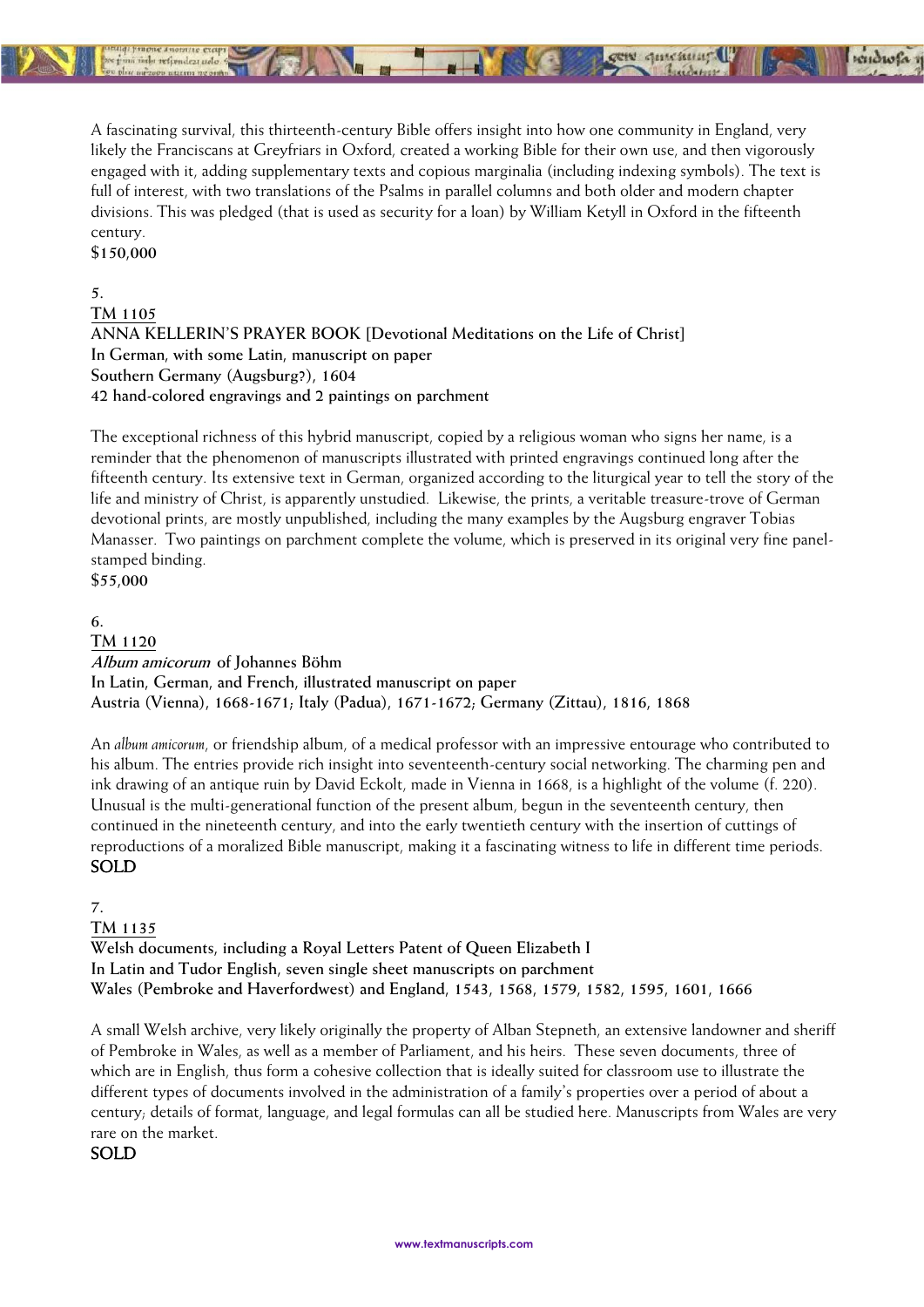A fascinating survival, this thirteenth-century Bible offers insight into how one community in England, very likely the Franciscans at Greyfriars in Oxford, created a working Bible for their own use, and then vigorously engaged with it, adding supplementary texts and copious marginalia (including indexing symbols). The text is full of interest, with two translations of the Psalms in parallel columns and both older and modern chapter divisions. This was pledged (that is used as security for a loan) by William Ketyll in Oxford in the fifteenth century.
**$150,000**

**5.**
**TM 1105**
**ANNA KELLERIN'S PRAYER BOOK [Devotional Meditations on the Life of Christ]**
**In German, with some Latin, manuscript on paper**
**Southern Germany (Augsburg?), 1604**
**42 hand-colored engravings and 2 paintings on parchment**

The exceptional richness of this hybrid manuscript, copied by a religious woman who signs her name, is a reminder that the phenomenon of manuscripts illustrated with printed engravings continued long after the fifteenth century. Its extensive text in German, organized according to the liturgical year to tell the story of the life and ministry of Christ, is apparently unstudied. Likewise, the prints, a veritable treasure-trove of German devotional prints, are mostly unpublished, including the many examples by the Augsburg engraver Tobias Manasser. Two paintings on parchment complete the volume, which is preserved in its original very fine panel-stamped binding.
**$55,000**

**6.**
**TM 1120**
***Album amicorum* of Johannes Böhm**
**In Latin, German, and French, illustrated manuscript on paper**
**Austria (Vienna), 1668-1671; Italy (Padua), 1671-1672; Germany (Zittau), 1816, 1868**

An *album amicorum*, or friendship album, of a medical professor with an impressive entourage who contributed to his album. The entries provide rich insight into seventeenth-century social networking. The charming pen and ink drawing of an antique ruin by David Eckolt, made in Vienna in 1668, is a highlight of the volume (f. 220). Unusual is the multi-generational function of the present album, begun in the seventeenth century, then continued in the nineteenth century, and into the early twentieth century with the insertion of cuttings of reproductions of a moralized Bible manuscript, making it a fascinating witness to life in different time periods.
SOLD

**7.**
**TM 1135**
**Welsh documents, including a Royal Letters Patent of Queen Elizabeth I**
**In Latin and Tudor English, seven single sheet manuscripts on parchment**
**Wales (Pembroke and Haverfordwest) and England, 1543, 1568, 1579, 1582, 1595, 1601, 1666**

A small Welsh archive, very likely originally the property of Alban Stepneth, an extensive landowner and sheriff of Pembroke in Wales, as well as a member of Parliament, and his heirs. These seven documents, three of which are in English, thus form a cohesive collection that is ideally suited for classroom use to illustrate the different types of documents involved in the administration of a family's properties over a period of about a century; details of format, language, and legal formulas can all be studied here. Manuscripts from Wales are very rare on the market.
SOLD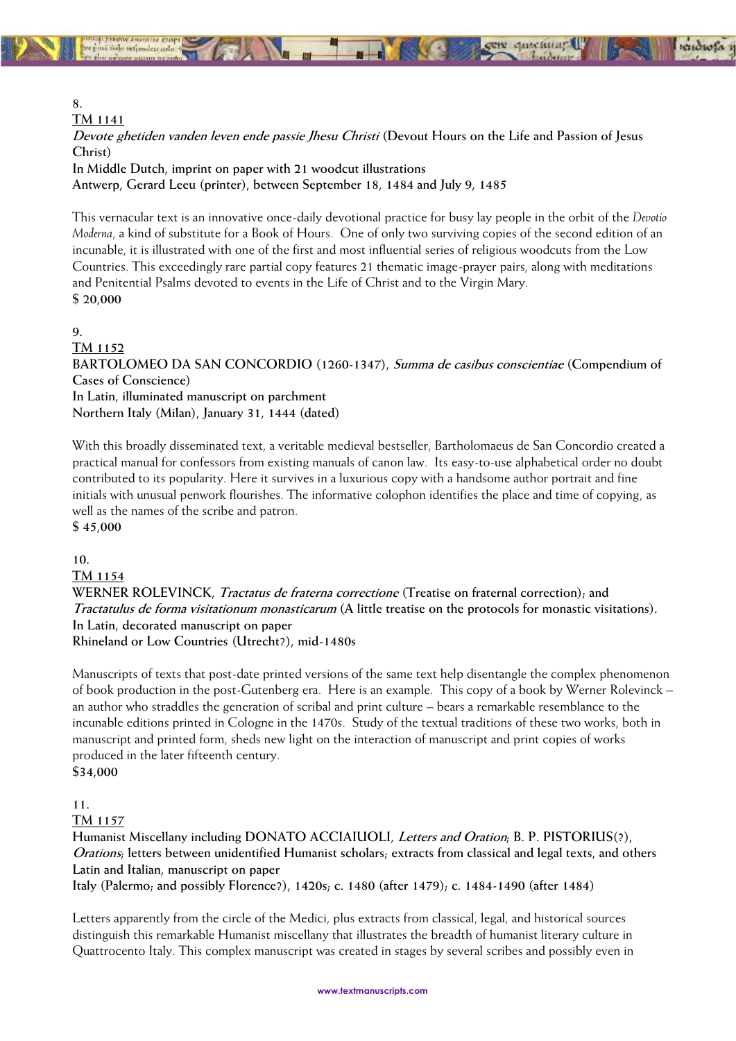**8.**
**TM 1141**
***Devote ghetiden vanden leven ende passie Jhesu Christi* (Devout Hours on the Life and Passion of Jesus Christ)**
**In Middle Dutch, imprint on paper with 21 woodcut illustrations**
**Antwerp, Gerard Leeu (printer), between September 18, 1484 and July 9, 1485**

This vernacular text is an innovative once-daily devotional practice for busy lay people in the orbit of the *Devotio Moderna*, a kind of substitute for a Book of Hours. One of only two surviving copies of the second edition of an incunable, it is illustrated with one of the first and most influential series of religious woodcuts from the Low Countries. This exceedingly rare partial copy features 21 thematic image-prayer pairs, along with meditations and Penitential Psalms devoted to events in the Life of Christ and to the Virgin Mary.
**$ 20,000**

**9.**
**TM 1152**
**BARTOLOMEO DA SAN CONCORDIO (1260-1347), *Summa de casibus conscientiae* (Compendium of Cases of Conscience)**
**In Latin, illuminated manuscript on parchment**
**Northern Italy (Milan), January 31, 1444 (dated)**

With this broadly disseminated text, a veritable medieval bestseller, Bartholomaeus de San Concordio created a practical manual for confessors from existing manuals of canon law. Its easy-to-use alphabetical order no doubt contributed to its popularity. Here it survives in a luxurious copy with a handsome author portrait and fine initials with unusual penwork flourishes. The informative colophon identifies the place and time of copying, as well as the names of the scribe and patron.
**$ 45,000**

**10.**
**TM 1154**
**WERNER ROLEVINCK, *Tractatus de fraterna correctione* (Treatise on fraternal correction); and *Tractatulus de forma visitationum monasticarum* (A little treatise on the protocols for monastic visitations).**
**In Latin, decorated manuscript on paper**
**Rhineland or Low Countries (Utrecht?), mid-1480s**

Manuscripts of texts that post-date printed versions of the same text help disentangle the complex phenomenon of book production in the post-Gutenberg era. Here is an example. This copy of a book by Werner Rolevinck – an author who straddles the generation of scribal and print culture – bears a remarkable resemblance to the incunable editions printed in Cologne in the 1470s. Study of the textual traditions of these two works, both in manuscript and printed form, sheds new light on the interaction of manuscript and printed copies of works produced in the later fifteenth century.
**$34,000**

**11.**
**TM 1157**
**Humanist Miscellany including DONATO ACCIAIUOLI, *Letters and Oration*; B. P. PISTORIUS(?), *Orations*; letters between unidentified Humanist scholars; extracts from classical and legal texts, and others**
**Latin and Italian, manuscript on paper**
**Italy (Palermo; and possibly Florence?), 1420s; c. 1480 (after 1479); c. 1484-1490 (after 1484)**

Letters apparently from the circle of the Medici, plus extracts from classical, legal, and historical sources distinguish this remarkable Humanist miscellany that illustrates the breadth of humanist literary culture in Quattrocento Italy. This complex manuscript was created in stages by several scribes and possibly even in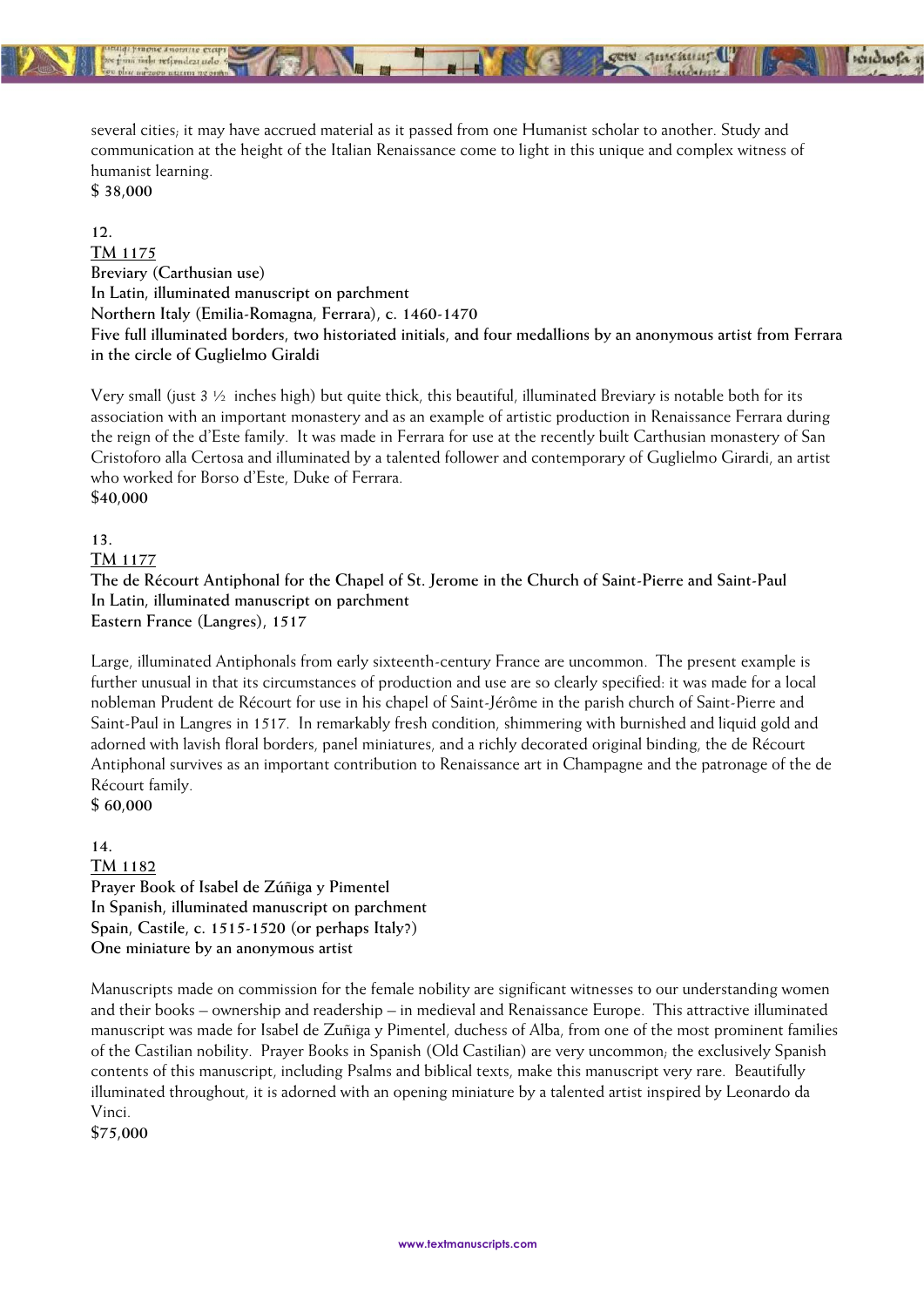several cities; it may have accrued material as it passed from one Humanist scholar to another. Study and communication at the height of the Italian Renaissance come to light in this unique and complex witness of humanist learning.
**$ 38,000**

**12.**
**TM 1175**
**Breviary (Carthusian use)**
**In Latin, illuminated manuscript on parchment**
**Northern Italy (Emilia-Romagna, Ferrara), c. 1460-1470**
**Five full illuminated borders, two historiated initials, and four medallions by an anonymous artist from Ferrara in the circle of Guglielmo Giraldi**

Very small (just 3 ½ inches high) but quite thick, this beautiful, illuminated Breviary is notable both for its association with an important monastery and as an example of artistic production in Renaissance Ferrara during the reign of the d'Este family. It was made in Ferrara for use at the recently built Carthusian monastery of San Cristoforo alla Certosa and illuminated by a talented follower and contemporary of Guglielmo Girardi, an artist who worked for Borso d'Este, Duke of Ferrara.
**$40,000**

**13.**
**TM 1177**
**The de Récourt Antiphonal for the Chapel of St. Jerome in the Church of Saint-Pierre and Saint-Paul**
**In Latin, illuminated manuscript on parchment**
**Eastern France (Langres), 1517**

Large, illuminated Antiphonals from early sixteenth-century France are uncommon. The present example is further unusual in that its circumstances of production and use are so clearly specified: it was made for a local nobleman Prudent de Récourt for use in his chapel of Saint-Jérôme in the parish church of Saint-Pierre and Saint-Paul in Langres in 1517. In remarkably fresh condition, shimmering with burnished and liquid gold and adorned with lavish floral borders, panel miniatures, and a richly decorated original binding, the de Récourt Antiphonal survives as an important contribution to Renaissance art in Champagne and the patronage of the de Récourt family.
**$ 60,000**

**14.**
**TM 1182**
**Prayer Book of Isabel de Zúñiga y Pimentel**
**In Spanish, illuminated manuscript on parchment**
**Spain, Castile, c. 1515-1520 (or perhaps Italy?)**
**One miniature by an anonymous artist**

Manuscripts made on commission for the female nobility are significant witnesses to our understanding women and their books – ownership and readership – in medieval and Renaissance Europe. This attractive illuminated manuscript was made for Isabel de Zuñiga y Pimentel, duchess of Alba, from one of the most prominent families of the Castilian nobility. Prayer Books in Spanish (Old Castilian) are very uncommon; the exclusively Spanish contents of this manuscript, including Psalms and biblical texts, make this manuscript very rare. Beautifully illuminated throughout, it is adorned with an opening miniature by a talented artist inspired by Leonardo da Vinci.
**$75,000**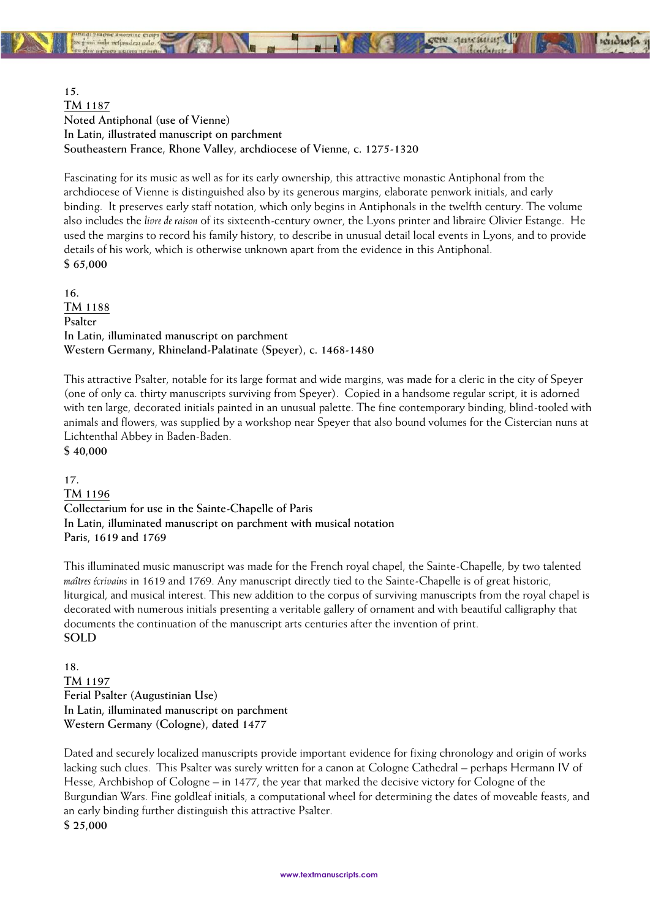**15.**
**TM 1187**
**Noted Antiphonal (use of Vienne)**
**In Latin, illustrated manuscript on parchment**
**Southeastern France, Rhone Valley, archdiocese of Vienne, c. 1275-1320**

Fascinating for its music as well as for its early ownership, this attractive monastic Antiphonal from the archdiocese of Vienne is distinguished also by its generous margins, elaborate penwork initials, and early binding. It preserves early staff notation, which only begins in Antiphonals in the twelfth century. The volume also includes the *livre de raison* of its sixteenth-century owner, the Lyons printer and libraire Olivier Estange. He used the margins to record his family history, to describe in unusual detail local events in Lyons, and to provide details of his work, which is otherwise unknown apart from the evidence in this Antiphonal.
**$ 65,000**

**16.**
**TM 1188**
**Psalter**
**In Latin, illuminated manuscript on parchment**
**Western Germany, Rhineland-Palatinate (Speyer), c. 1468-1480**

This attractive Psalter, notable for its large format and wide margins, was made for a cleric in the city of Speyer (one of only ca. thirty manuscripts surviving from Speyer). Copied in a handsome regular script, it is adorned with ten large, decorated initials painted in an unusual palette. The fine contemporary binding, blind-tooled with animals and flowers, was supplied by a workshop near Speyer that also bound volumes for the Cistercian nuns at Lichtenthal Abbey in Baden-Baden.
**$ 40,000**

**17.**
**TM 1196**
**Collectarium for use in the Sainte-Chapelle of Paris**
**In Latin, illuminated manuscript on parchment with musical notation**
**Paris, 1619 and 1769**

This illuminated music manuscript was made for the French royal chapel, the Sainte-Chapelle, by two talented *maîtres écrivains* in 1619 and 1769. Any manuscript directly tied to the Sainte-Chapelle is of great historic, liturgical, and musical interest. This new addition to the corpus of surviving manuscripts from the royal chapel is decorated with numerous initials presenting a veritable gallery of ornament and with beautiful calligraphy that documents the continuation of the manuscript arts centuries after the invention of print.
**SOLD**

**18.**
**TM 1197**
**Ferial Psalter (Augustinian Use)**
**In Latin, illuminated manuscript on parchment**
**Western Germany (Cologne), dated 1477**

Dated and securely localized manuscripts provide important evidence for fixing chronology and origin of works lacking such clues. This Psalter was surely written for a canon at Cologne Cathedral – perhaps Hermann IV of Hesse, Archbishop of Cologne – in 1477, the year that marked the decisive victory for Cologne of the Burgundian Wars. Fine goldleaf initials, a computational wheel for determining the dates of moveable feasts, and an early binding further distinguish this attractive Psalter.
**$ 25,000**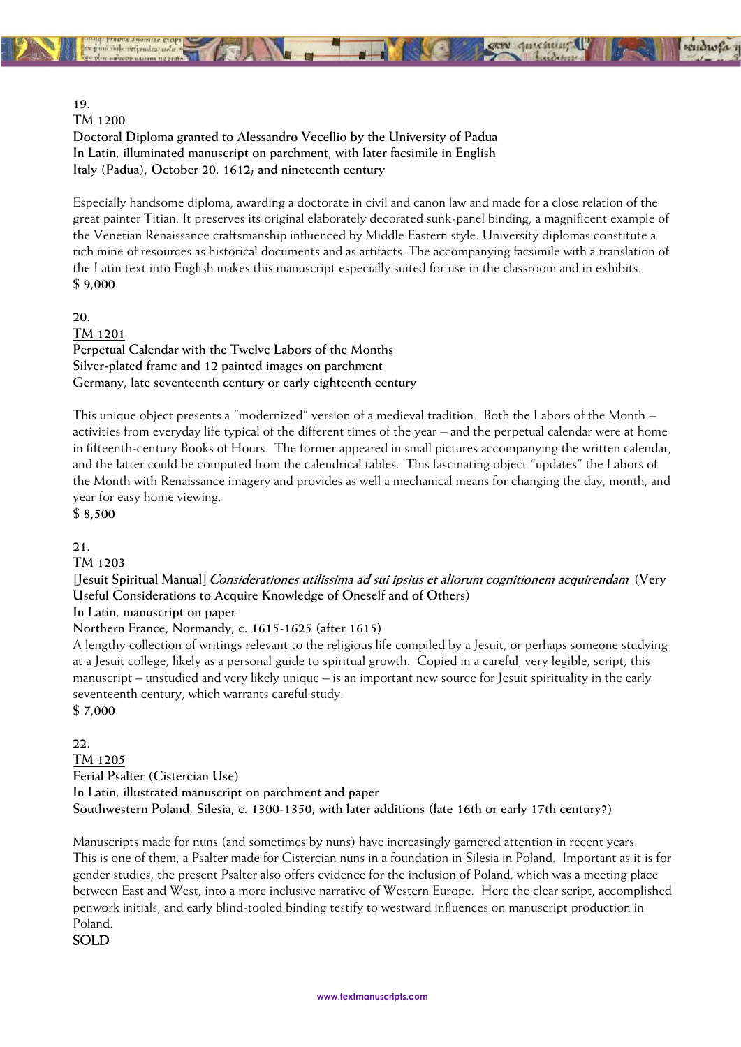**19.**
**TM 1200**
**Doctoral Diploma granted to Alessandro Vecellio by the University of Padua**
**In Latin, illuminated manuscript on parchment, with later facsimile in English**
**Italy (Padua), October 20, 1612; and nineteenth century**

Especially handsome diploma, awarding a doctorate in civil and canon law and made for a close relation of the great painter Titian. It preserves its original elaborately decorated sunk-panel binding, a magnificent example of the Venetian Renaissance craftsmanship influenced by Middle Eastern style. University diplomas constitute a rich mine of resources as historical documents and as artifacts. The accompanying facsimile with a translation of the Latin text into English makes this manuscript especially suited for use in the classroom and in exhibits.
**$ 9,000**

**20.**
**TM 1201**
**Perpetual Calendar with the Twelve Labors of the Months**
**Silver-plated frame and 12 painted images on parchment**
**Germany, late seventeenth century or early eighteenth century**

This unique object presents a "modernized" version of a medieval tradition. Both the Labors of the Month – activities from everyday life typical of the different times of the year – and the perpetual calendar were at home in fifteenth-century Books of Hours. The former appeared in small pictures accompanying the written calendar, and the latter could be computed from the calendrical tables. This fascinating object "updates" the Labors of the Month with Renaissance imagery and provides as well a mechanical means for changing the day, month, and year for easy home viewing.
**$ 8,500**

**21.**
**TM 1203**
**[Jesuit Spiritual Manual] *Considerationes utilissima ad sui ipsius et aliorum cognitionem acquirendam* (Very Useful Considerations to Acquire Knowledge of Oneself and of Others)**
**In Latin, manuscript on paper**
**Northern France, Normandy, c. 1615-1625 (after 1615)**
A lengthy collection of writings relevant to the religious life compiled by a Jesuit, or perhaps someone studying at a Jesuit college, likely as a personal guide to spiritual growth. Copied in a careful, very legible, script, this manuscript – unstudied and very likely unique – is an important new source for Jesuit spirituality in the early seventeenth century, which warrants careful study.
**$ 7,000**

**22.**
**TM 1205**
**Ferial Psalter (Cistercian Use)**
**In Latin, illustrated manuscript on parchment and paper**
**Southwestern Poland, Silesia, c. 1300-1350; with later additions (late 16th or early 17th century?)**

Manuscripts made for nuns (and sometimes by nuns) have increasingly garnered attention in recent years. This is one of them, a Psalter made for Cistercian nuns in a foundation in Silesia in Poland. Important as it is for gender studies, the present Psalter also offers evidence for the inclusion of Poland, which was a meeting place between East and West, into a more inclusive narrative of Western Europe. Here the clear script, accomplished penwork initials, and early blind-tooled binding testify to westward influences on manuscript production in Poland.
**SOLD**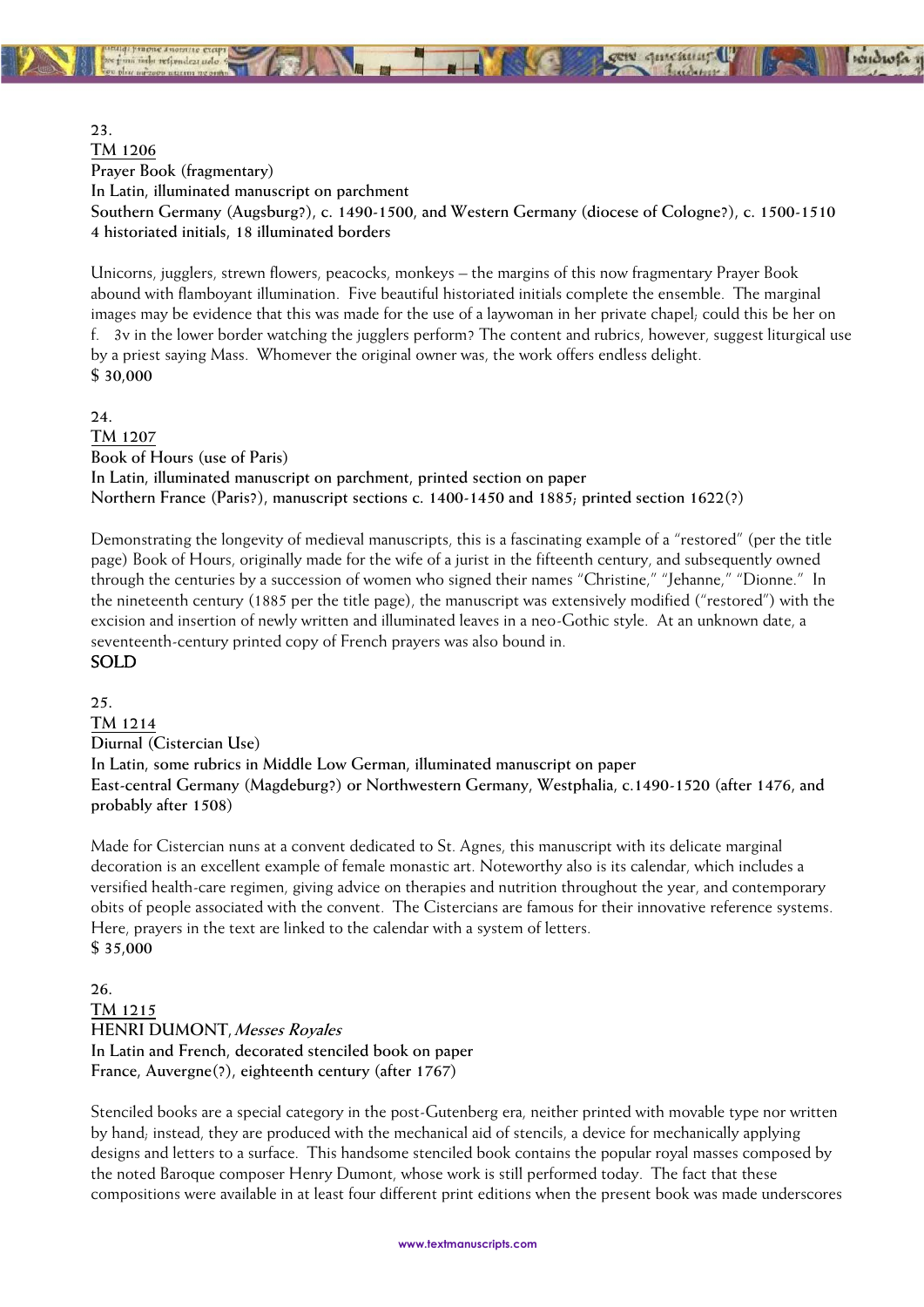23.
TM 1206
**Prayer Book (fragmentary)**
**In Latin, illuminated manuscript on parchment**
**Southern Germany (Augsburg?), c. 1490-1500, and Western Germany (diocese of Cologne?), c. 1500-1510**
**4 historiated initials, 18 illuminated borders**

Unicorns, jugglers, strewn flowers, peacocks, monkeys – the margins of this now fragmentary Prayer Book abound with flamboyant illumination. Five beautiful historiated initials complete the ensemble. The marginal images may be evidence that this was made for the use of a laywoman in her private chapel; could this be her on f. 3v in the lower border watching the jugglers perform? The content and rubrics, however, suggest liturgical use by a priest saying Mass. Whomever the original owner was, the work offers endless delight.
**$ 30,000**

24.
TM 1207
**Book of Hours (use of Paris)**
**In Latin, illuminated manuscript on parchment, printed section on paper**
**Northern France (Paris?), manuscript sections c. 1400-1450 and 1885; printed section 1622(?)**

Demonstrating the longevity of medieval manuscripts, this is a fascinating example of a "restored" (per the title page) Book of Hours, originally made for the wife of a jurist in the fifteenth century, and subsequently owned through the centuries by a succession of women who signed their names "Christine," "Jehanne," "Dionne." In the nineteenth century (1885 per the title page), the manuscript was extensively modified ("restored") with the excision and insertion of newly written and illuminated leaves in a neo-Gothic style. At an unknown date, a seventeenth-century printed copy of French prayers was also bound in.
**SOLD**

25.
TM 1214
**Diurnal (Cistercian Use)**
**In Latin, some rubrics in Middle Low German, illuminated manuscript on paper**
**East-central Germany (Magdeburg?) or Northwestern Germany, Westphalia, c.1490-1520 (after 1476, and probably after 1508)**

Made for Cistercian nuns at a convent dedicated to St. Agnes, this manuscript with its delicate marginal decoration is an excellent example of female monastic art. Noteworthy also is its calendar, which includes a versified health-care regimen, giving advice on therapies and nutrition throughout the year, and contemporary obits of people associated with the convent. The Cistercians are famous for their innovative reference systems. Here, prayers in the text are linked to the calendar with a system of letters.
**$ 35,000**

26.
TM 1215
**HENRI DUMONT, *Messes Royales***
**In Latin and French, decorated stenciled book on paper**
**France, Auvergne(?), eighteenth century (after 1767)**

Stenciled books are a special category in the post-Gutenberg era, neither printed with movable type nor written by hand; instead, they are produced with the mechanical aid of stencils, a device for mechanically applying designs and letters to a surface. This handsome stenciled book contains the popular royal masses composed by the noted Baroque composer Henry Dumont, whose work is still performed today. The fact that these compositions were available in at least four different print editions when the present book was made underscores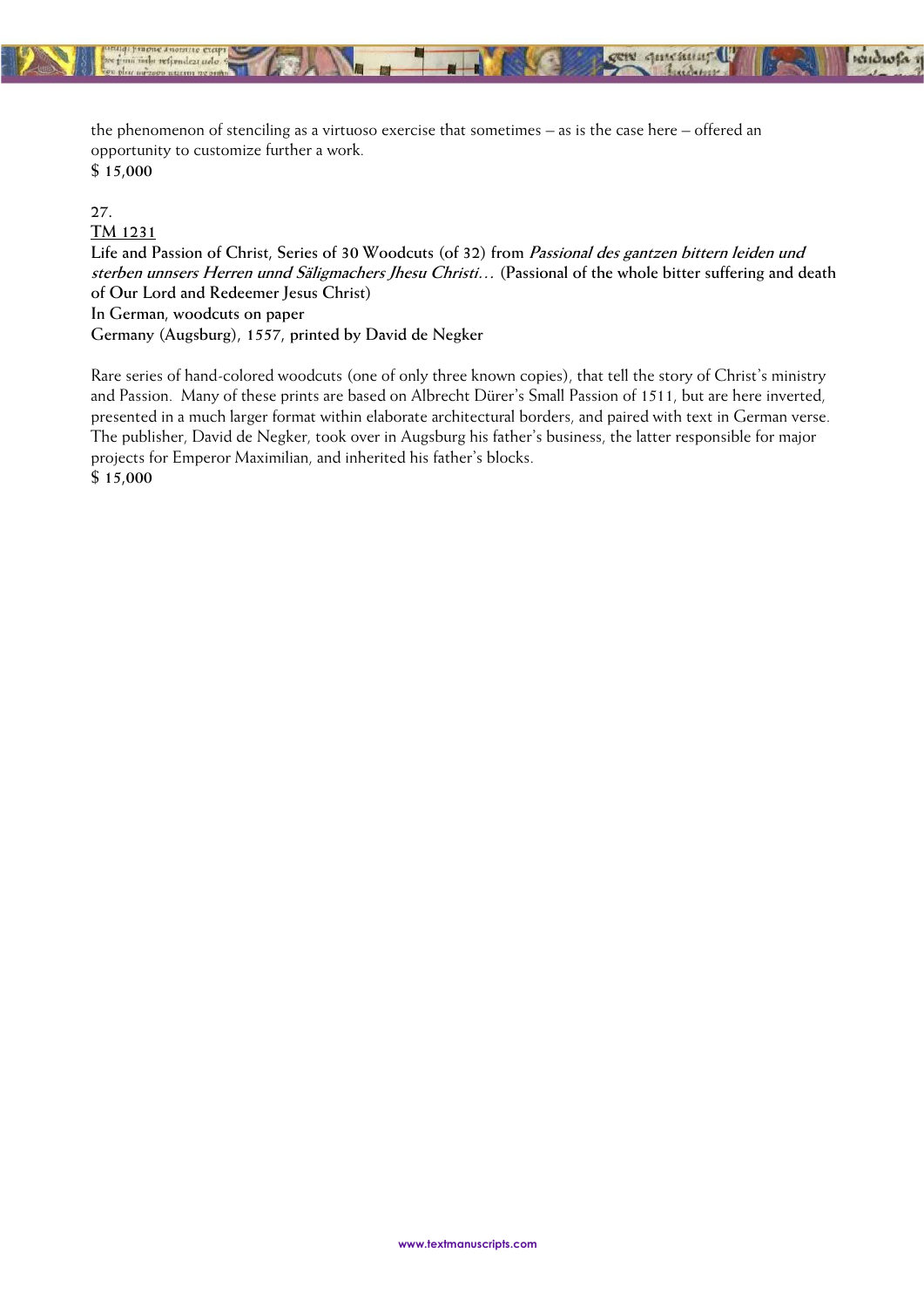the phenomenon of stenciling as a virtuoso exercise that sometimes – as is the case here – offered an opportunity to customize further a work.
**$ 15,000**

**27.**
**TM 1231**
**Life and Passion of Christ, Series of 30 Woodcuts (of 32) from *Passional des gantzen bittern leiden und sterben unnsers Herren unnd Säligmachers Jhesu Christi…* (Passional of the whole bitter suffering and death of Our Lord and Redeemer Jesus Christ)**
**In German, woodcuts on paper**
**Germany (Augsburg), 1557, printed by David de Negker**

Rare series of hand-colored woodcuts (one of only three known copies), that tell the story of Christ's ministry and Passion. Many of these prints are based on Albrecht Dürer's Small Passion of 1511, but are here inverted, presented in a much larger format within elaborate architectural borders, and paired with text in German verse. The publisher, David de Negker, took over in Augsburg his father's business, the latter responsible for major projects for Emperor Maximilian, and inherited his father's blocks.
**$ 15,000**